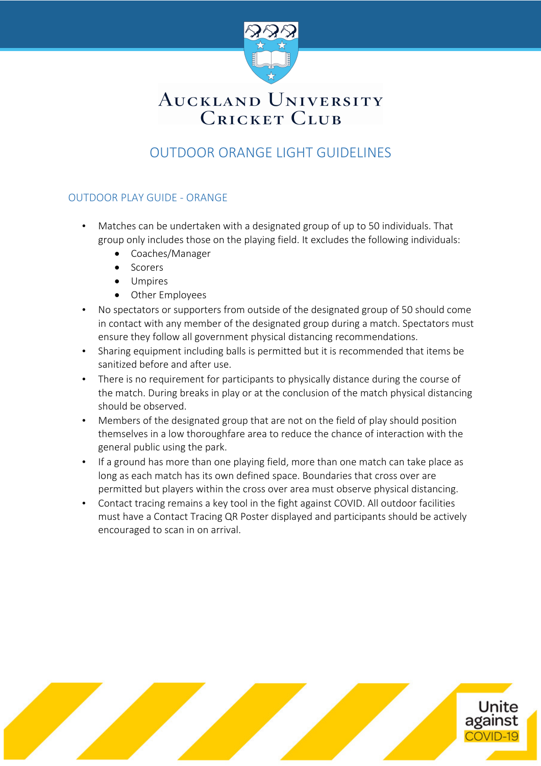# Auckland University Cricket Club

## OUTDOOR ORANGE LIGHT GUIDELINES

### OUTDOOR PLAY GUIDE - ORANGE

- Matches can be undertaken with a designated group of up to 50 individuals. That group only includes those on the playing field. It excludes the following individuals:
  - Coaches/Manager
  - Scorers
  - Umpires
  - Other Employees
- No spectators or supporters from outside of the designated group of 50 should come in contact with any member of the designated group during a match. Spectators must ensure they follow all government physical distancing recommendations.
- Sharing equipment including balls is permitted but it is recommended that items be sanitized before and after use.
- There is no requirement for participants to physically distance during the course of the match. During breaks in play or at the conclusion of the match physical distancing should be observed.
- Members of the designated group that are not on the field of play should position themselves in a low thoroughfare area to reduce the chance of interaction with the general public using the park.
- If a ground has more than one playing field, more than one match can take place as long as each match has its own defined space. Boundaries that cross over are permitted but players within the cross over area must observe physical distancing.
- Contact tracing remains a key tool in the fight against COVID. All outdoor facilities must have a Contact Tracing QR Poster displayed and participants should be actively encouraged to scan in on arrival.

Unite against COVID-19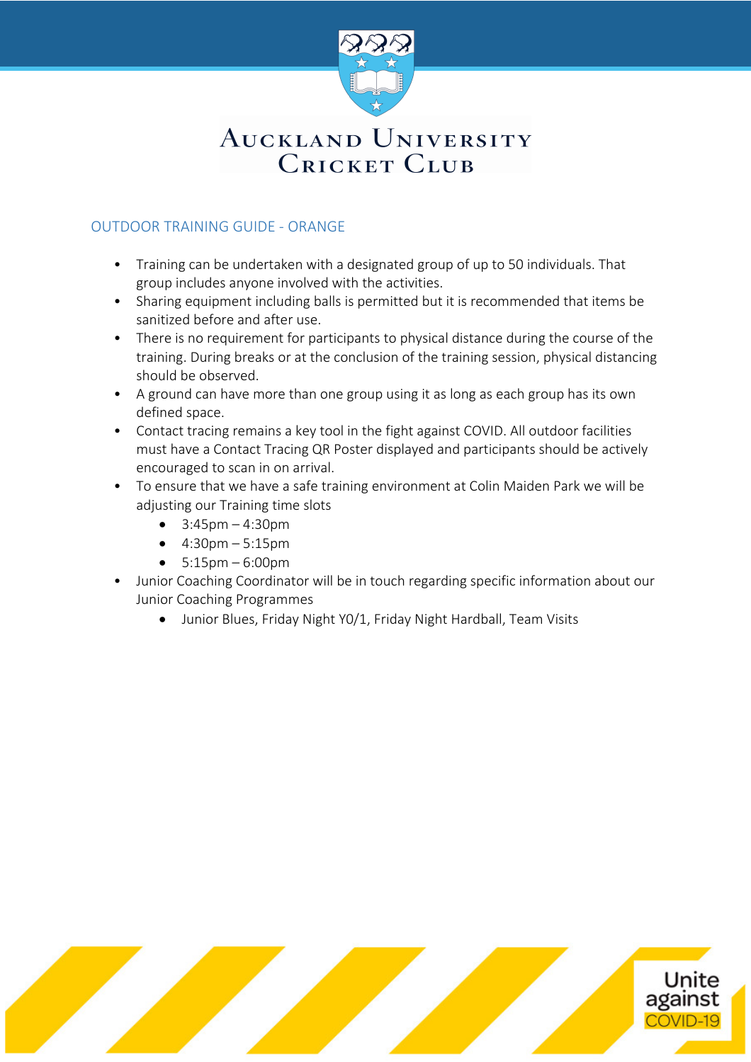# Auckland University Cricket Club

## OUTDOOR TRAINING GUIDE - ORANGE

- Training can be undertaken with a designated group of up to 50 individuals. That group includes anyone involved with the activities.
- Sharing equipment including balls is permitted but it is recommended that items be sanitized before and after use.
- There is no requirement for participants to physical distance during the course of the training. During breaks or at the conclusion of the training session, physical distancing should be observed.
- A ground can have more than one group using it as long as each group has its own defined space.
- Contact tracing remains a key tool in the fight against COVID. All outdoor facilities must have a Contact Tracing QR Poster displayed and participants should be actively encouraged to scan in on arrival.
- To ensure that we have a safe training environment at Colin Maiden Park we will be adjusting our Training time slots
  - 3:45pm – 4:30pm
  - 4:30pm – 5:15pm
  - 5:15pm – 6:00pm
- Junior Coaching Coordinator will be in touch regarding specific information about our Junior Coaching Programmes
  - Junior Blues, Friday Night Y0/1, Friday Night Hardball, Team Visits

Unite against COVID-19